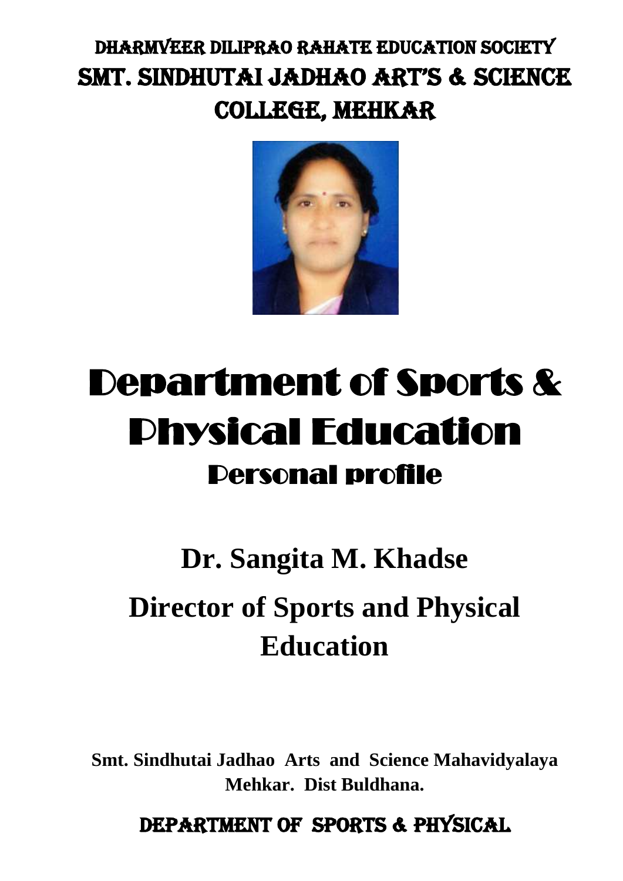# DHARMVEER DILIPRAO RAHATE EDUCATION SOCIETY

# SMT. SINDHUTAI JADHAO ART'S & SCIENCE COLLEGE, MEHKAR

# Department of Sports & Physical Education

## Personal profile

## Dr. Sangita M. Khadse

## Director of Sports and Physical Education

**Smt. Sindhutai Jadhao Arts and Science Mahavidyalaya Mehkar. Dist Buldhana.**

DEPARTMENT OF SPORTS & PHYSICAL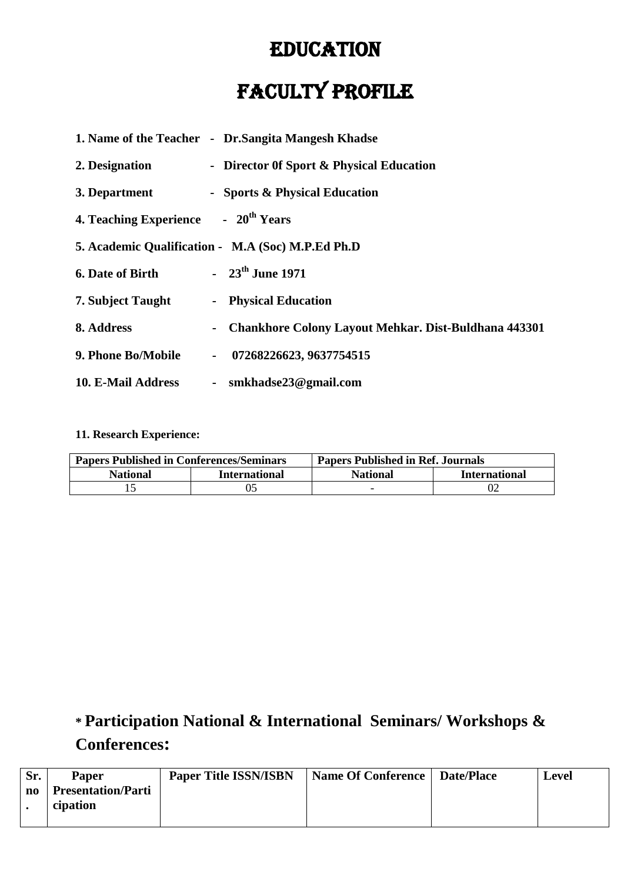# EDUCATION

# FACULTY PROFILE

**1. Name of the Teacher - Dr.Sangita Mangesh Khadse**

**2. Designation - Director 0f Sport & Physical Education**

**3. Department - Sports & Physical Education**

**4. Teaching Experience - 20th Years**

**5. Academic Qualification - M.A (Soc) M.P.Ed Ph.D**

**6. Date of Birth - 23th June 1971**

**7. Subject Taught - Physical Education**

**8. Address - Chankhore Colony Layout Mehkar. Dist-Buldhana 443301**

**9. Phone Bo/Mobile - 07268226623, 9637754515**

**10. E-Mail Address - smkhadse23@gmail.com**

**11. Research Experience:**

| Papers Published in Conferences/Seminars | | Papers Published in Ref. Journals | |
|---|---|---|---|
| **National** | **International** | **National** | **International** |
| 15 | 05 | - | 02 |

## * Participation National & International Seminars/ Workshops & Conferences:

| Sr. no. | Paper Presentation/Participation | Paper Title ISSN/ISBN | Name Of Conference | Date/Place | Level |
|---|---|---|---|---|---|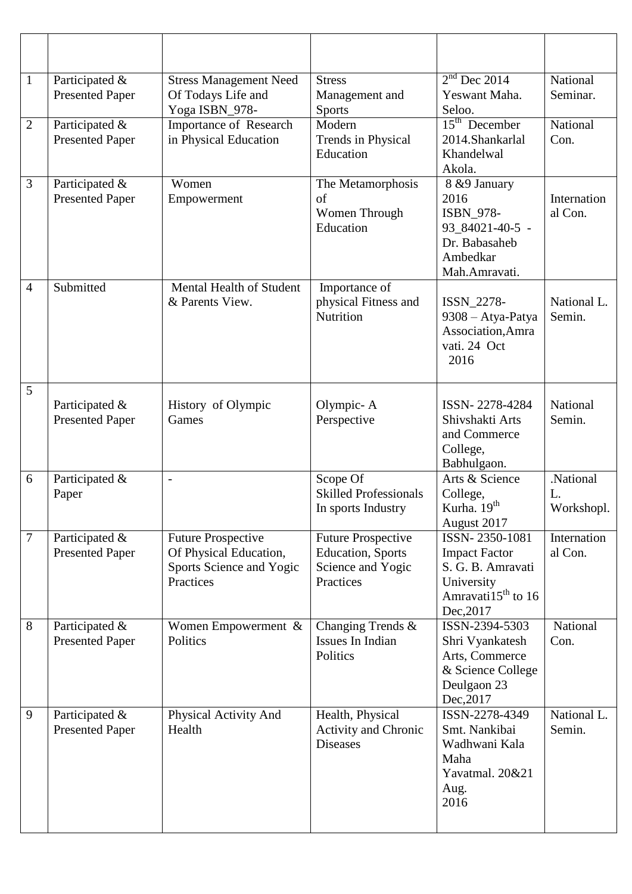| | | | | | |
|---|---|---|---|---|---|
| 1 | Participated & Presented Paper | Stress Management Need Of Todays Life and Yoga ISBN_978- | Stress Management and Sports | 2nd Dec 2014 Yeswant Maha. Seloo. | National Seminar. |
| 2 | Participated & Presented Paper | Importance of Research in Physical Education | Modern Trends in Physical Education | 15th December 2014.Shankarlal Khandelwal Akola. | National Con. |
| 3 | Participated & Presented Paper | Women Empowerment | The Metamorphosis of Women Through Education | 8 &9 January 2016 ISBN_978-93_84021-40-5 - Dr. Babasaheb Ambedkar Mah.Amravati. | International Con. |
| 4 | Submitted | Mental Health of Student & Parents View. | Importance of physical Fitness and Nutrition | ISSN_2278-9308 – Atya-Patya Association,Amravati. 24 Oct 2016 | National L. Semin. |
| 5 | Participated & Presented Paper | History of Olympic Games | Olympic- A Perspective | ISSN- 2278-4284 Shivshakti Arts and Commerce College, Babhulgaon. | National Semin. |
| 6 | Participated & Paper | - | Scope Of Skilled Professionals In sports Industry | Arts & Science College, Kurha. 19th August 2017 | .National L. Workshopl. |
| 7 | Participated & Presented Paper | Future Prospective Of Physical Education, Sports Science and Yogic Practices | Future Prospective Education, Sports Science and Yogic Practices | ISSN- 2350-1081 Impact Factor S. G. B. Amravati University Amravati15th to 16 Dec,2017 | International Con. |
| 8 | Participated & Presented Paper | Women Empowerment & Politics | Changing Trends & Issues In Indian Politics | ISSN-2394-5303 Shri Vyankatesh Arts, Commerce & Science College Deulgaon 23 Dec,2017 | National Con. |
| 9 | Participated & Presented Paper | Physical Activity And Health | Health, Physical Activity and Chronic Diseases | ISSN-2278-4349 Smt. Nankibai Wadhwani Kala Maha Yavatmal. 20&21 Aug. 2016 | National L. Semin. |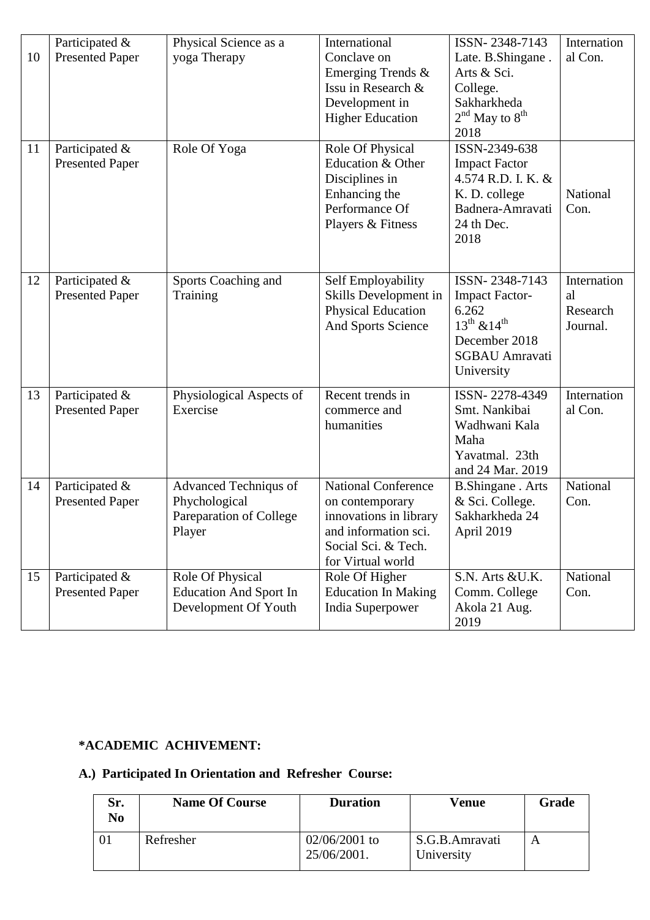| 10 | Participated & Presented Paper | Physical Science as a yoga Therapy | International Conclave on Emerging Trends & Issu in Research & Development in Higher Education | ISSN- 2348-7143 Late. B.Shingane . Arts & Sci. College. Sakharkheda 2nd May to 8th 2018 | International Con. |
|---|---|---|---|---|---|
| 11 | Participated & Presented Paper | Role Of Yoga | Role Of Physical Education & Other Disciplines in Enhancing the Performance Of Players & Fitness | ISSN-2349-638 Impact Factor 4.574 R.D. I. K. & K. D. college Badnera-Amravati 24 th Dec. 2018 | National Con. |
| 12 | Participated & Presented Paper | Sports Coaching and Training | Self Employability Skills Development in Physical Education And Sports Science | ISSN- 2348-7143 Impact Factor- 6.262 13th &14th December 2018 SGBAU Amravati University | International Research Journal. |
| 13 | Participated & Presented Paper | Physiological Aspects of Exercise | Recent trends in commerce and humanities | ISSN- 2278-4349 Smt. Nankibai Wadhwani Kala Maha Yavatmal. 23th and 24 Mar. 2019 | International Con. |
| 14 | Participated & Presented Paper | Advanced Techniqus of Phychological Pareparation of College Player | National Conference on contemporary innovations in library and information sci. Social Sci. & Tech. for Virtual world | B.Shingane . Arts & Sci. College. Sakharkheda 24 April 2019 | National Con. |
| 15 | Participated & Presented Paper | Role Of Physical Education And Sport In Development Of Youth | Role Of Higher Education In Making India Superpower | S.N. Arts &U.K. Comm. College Akola 21 Aug. 2019 | National Con. |

**\*ACADEMIC ACHIVEMENT:**

**A.) Participated In Orientation and Refresher Course:**

| Sr. No | Name Of Course | Duration | Venue | Grade |
|---|---|---|---|---|
| 01 | Refresher | 02/06/2001 to 25/06/2001. | S.G.B.Amravati University | A |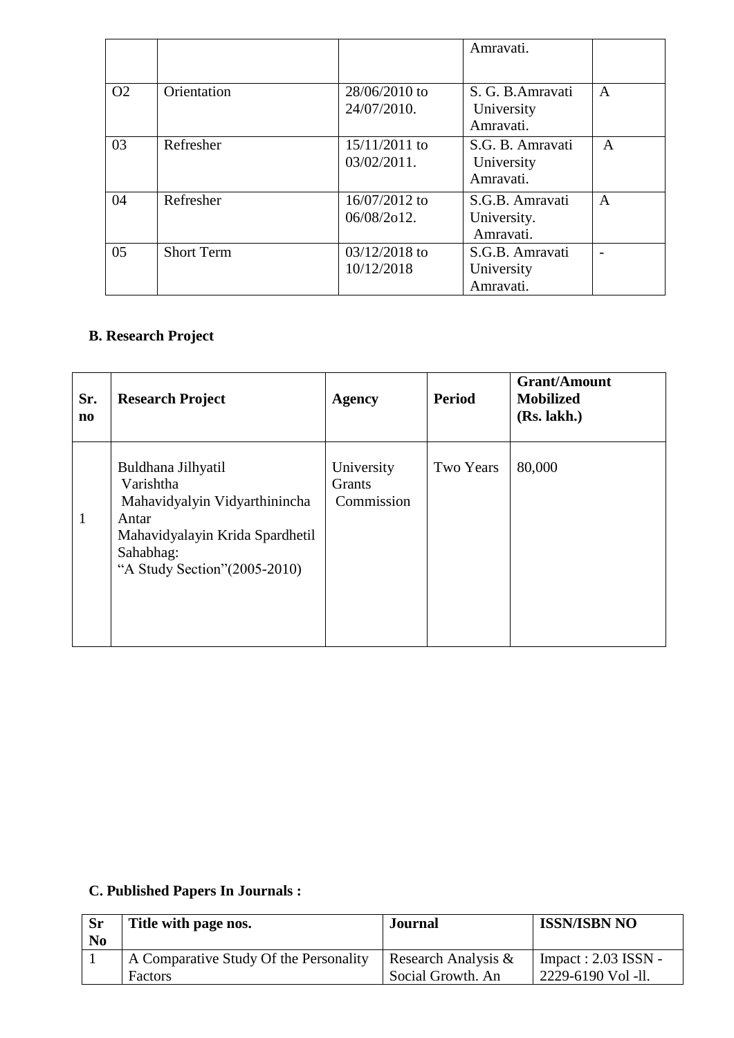|  |  |  | Amravati. |  |
|---|---|---|---|---|
| O2 | Orientation | 28/06/2010 to 24/07/2010. | S. G. B.Amravati University Amravati. | A |
| 03 | Refresher | 15/11/2011 to 03/02/2011. | S.G. B. Amravati University Amravati. | A |
| 04 | Refresher | 16/07/2012 to 06/08/2o12. | S.G.B. Amravati University. Amravati. | A |
| 05 | Short Term | 03/12/2018 to 10/12/2018 | S.G.B. Amravati University Amravati. | - |

**B. Research Project**

| Sr. no | Research Project | Agency | Period | Grant/Amount Mobilized (Rs. lakh.) |
|---|---|---|---|---|
| 1 | Buldhana Jilhyatil Varishtha Mahavidyalyin Vidyarthinincha Antar Mahavidyalayin Krida Spardhetil Sahabhag: "A Study Section"(2005-2010) | University Grants Commission | Two Years | 80,000 |

**C. Published Papers In Journals :**

| Sr No | Title with page nos. | Journal | ISSN/ISBN NO |
|---|---|---|---|
| 1 | A Comparative Study Of the Personality Factors | Research Analysis & Social Growth. An | Impact : 2.03 ISSN - 2229-6190 Vol -ll. |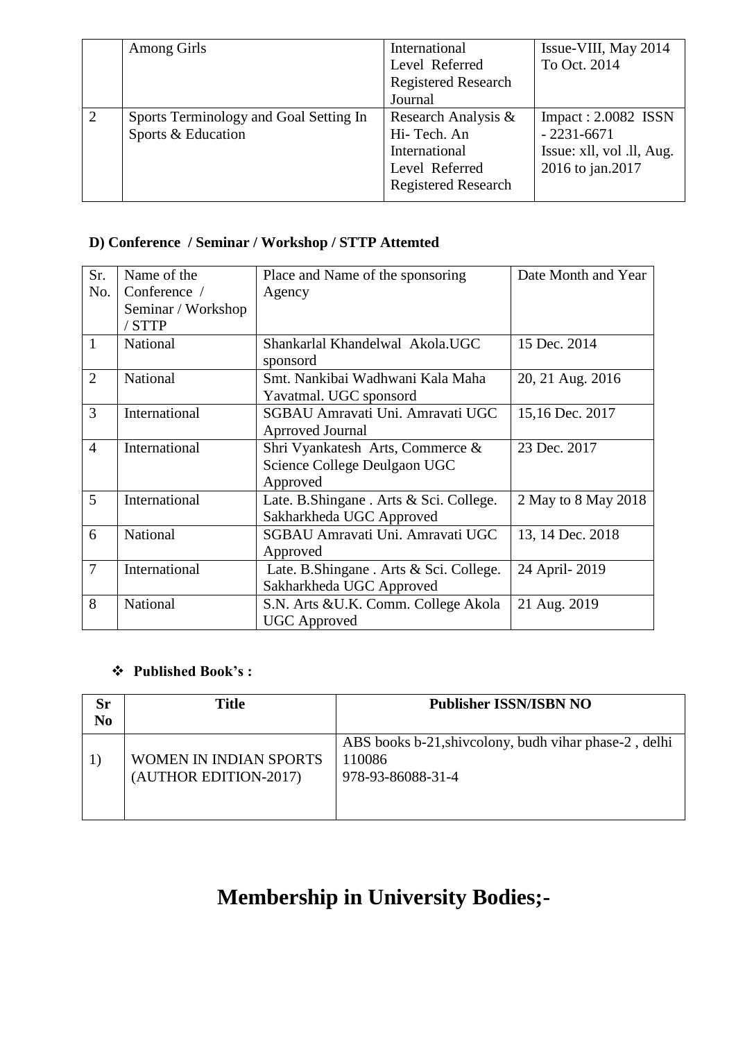|   | Among Girls | International Level Referred Registered Research Journal | Issue-VIII, May 2014 To Oct. 2014 |
|---|---|---|---|
| 2 | Sports Terminology and Goal Setting In Sports & Education | Research Analysis & Hi- Tech. An International Level Referred Registered Research | Impact : 2.0082 ISSN - 2231-6671 Issue: xll, vol .ll, Aug. 2016 to jan.2017 |

**D) Conference / Seminar / Workshop / STTP Attemted**

| Sr. No. | Name of the Conference / Seminar / Workshop / STTP | Place and Name of the sponsoring Agency | Date Month and Year |
|---|---|---|---|
| 1 | National | Shankarlal Khandelwal Akola.UGC sponsord | 15 Dec. 2014 |
| 2 | National | Smt. Nankibai Wadhwani Kala Maha Yavatmal. UGC sponsord | 20, 21 Aug. 2016 |
| 3 | International | SGBAU Amravati Uni. Amravati UGC Aprroved Journal | 15,16 Dec. 2017 |
| 4 | International | Shri Vyankatesh Arts, Commerce & Science College Deulgaon UGC Approved | 23 Dec. 2017 |
| 5 | International | Late. B.Shingane . Arts & Sci. College. Sakharkheda UGC Approved | 2 May to 8 May 2018 |
| 6 | National | SGBAU Amravati Uni. Amravati UGC Approved | 13, 14 Dec. 2018 |
| 7 | International | Late. B.Shingane . Arts & Sci. College. Sakharkheda UGC Approved | 24 April- 2019 |
| 8 | National | S.N. Arts &U.K. Comm. College Akola UGC Approved | 21 Aug. 2019 |

- **Published Book's :**

| Sr No | Title | Publisher ISSN/ISBN NO |
|---|---|---|
| 1) | WOMEN IN INDIAN SPORTS (AUTHOR EDITION-2017) | ABS books b-21,shivcolony, budh vihar phase-2 , delhi 110086 978-93-86088-31-4 |

# Membership in University Bodies;-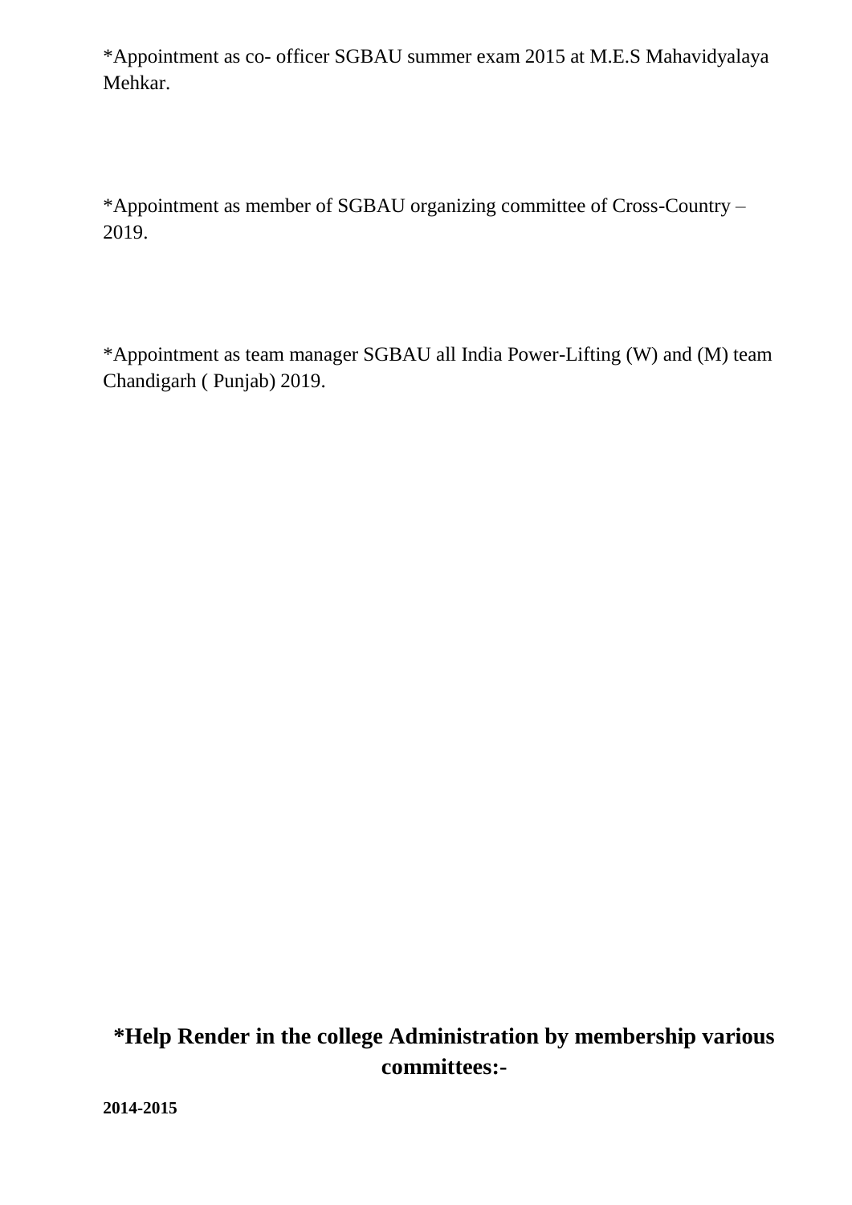*Appointment as co- officer SGBAU summer exam 2015 at M.E.S Mahavidyalaya Mehkar.

*Appointment as member of SGBAU organizing committee of Cross-Country – 2019.

*Appointment as team manager SGBAU all India Power-Lifting (W) and (M) team Chandigarh ( Punjab) 2019.

## *Help Render in the college Administration by membership various committees:-

**2014-2015**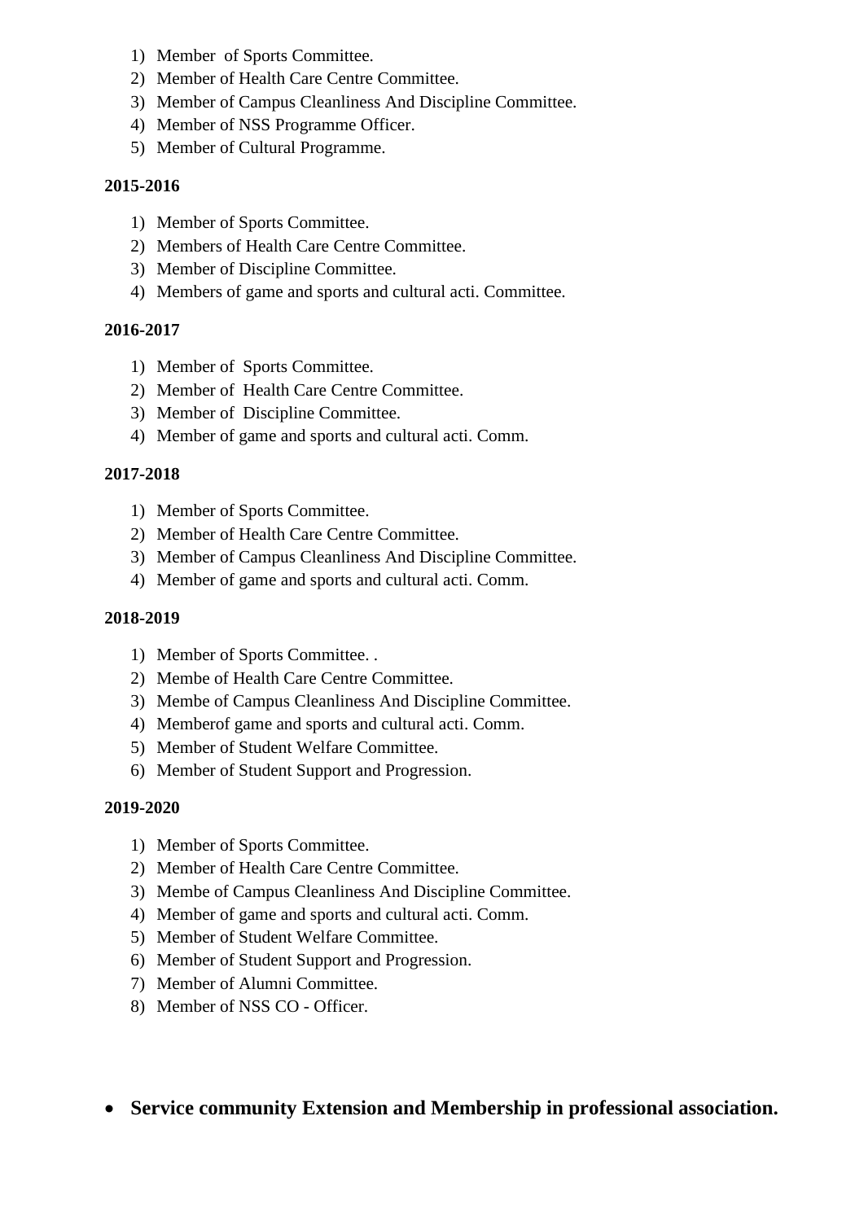1) Member of Sports Committee.
2) Member of Health Care Centre Committee.
3) Member of Campus Cleanliness And Discipline Committee.
4) Member of NSS Programme Officer.
5) Member of Cultural Programme.

**2015-2016**

1) Member of Sports Committee.
2) Members of Health Care Centre Committee.
3) Member of Discipline Committee.
4) Members of game and sports and cultural acti. Committee.

**2016-2017**

1) Member of Sports Committee.
2) Member of Health Care Centre Committee.
3) Member of Discipline Committee.
4) Member of game and sports and cultural acti. Comm.

**2017-2018**

1) Member of Sports Committee.
2) Member of Health Care Centre Committee.
3) Member of Campus Cleanliness And Discipline Committee.
4) Member of game and sports and cultural acti. Comm.

**2018-2019**

1) Member of Sports Committee. .
2) Membe of Health Care Centre Committee.
3) Membe of Campus Cleanliness And Discipline Committee.
4) Memberof game and sports and cultural acti. Comm.
5) Member of Student Welfare Committee.
6) Member of Student Support and Progression.

**2019-2020**

1) Member of Sports Committee.
2) Member of Health Care Centre Committee.
3) Membe of Campus Cleanliness And Discipline Committee.
4) Member of game and sports and cultural acti. Comm.
5) Member of Student Welfare Committee.
6) Member of Student Support and Progression.
7) Member of Alumni Committee.
8) Member of NSS CO - Officer.

- **Service community Extension and Membership in professional association.**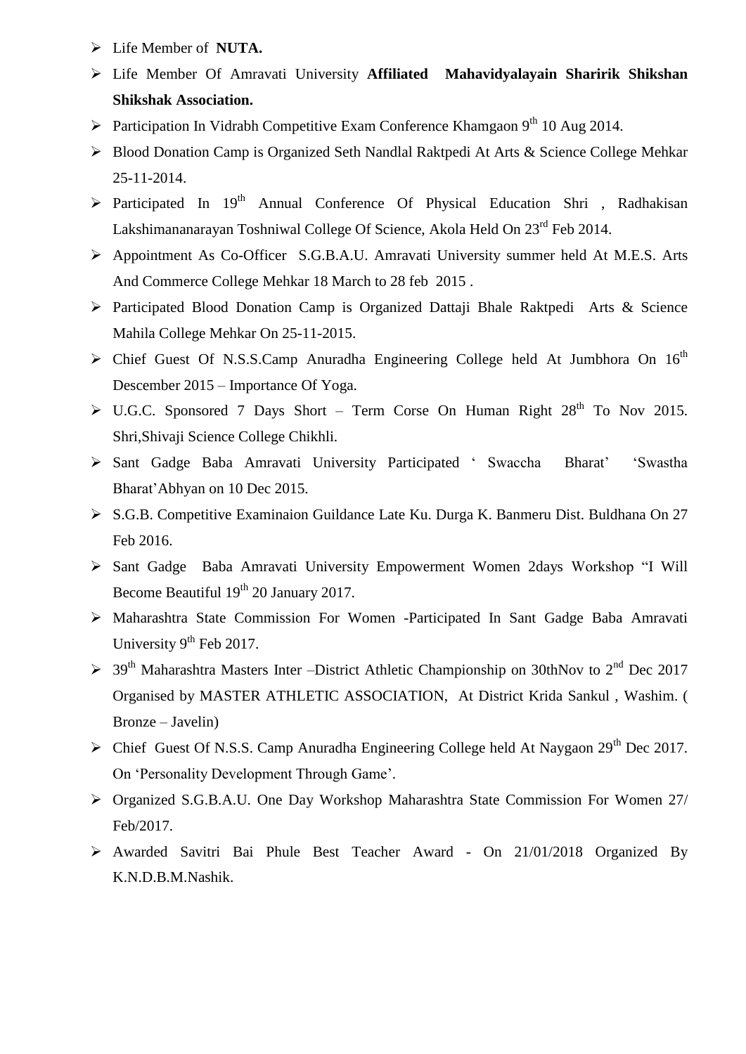- Life Member of **NUTA.**
- Life Member Of Amravati University **Affiliated Mahavidyalayain Sharirik Shikshan Shikshak Association.**
- Participation In Vidrabh Competitive Exam Conference Khamgaon 9th 10 Aug 2014.
- Blood Donation Camp is Organized Seth Nandlal Raktpedi At Arts & Science College Mehkar 25-11-2014.
- Participated In 19th Annual Conference Of Physical Education Shri , Radhakisan Lakshimananarayan Toshniwal College Of Science, Akola Held On 23rd Feb 2014.
- Appointment As Co-Officer S.G.B.A.U. Amravati University summer held At M.E.S. Arts And Commerce College Mehkar 18 March to 28 feb 2015 .
- Participated Blood Donation Camp is Organized Dattaji Bhale Raktpedi Arts & Science Mahila College Mehkar On 25-11-2015.
- Chief Guest Of N.S.S.Camp Anuradha Engineering College held At Jumbhora On 16th Descember 2015 – Importance Of Yoga.
- U.G.C. Sponsored 7 Days Short – Term Corse On Human Right 28th To Nov 2015. Shri,Shivaji Science College Chikhli.
- Sant Gadge Baba Amravati University Participated ' Swaccha Bharat' 'Swastha Bharat'Abhyan on 10 Dec 2015.
- S.G.B. Competitive Examinaion Guildance Late Ku. Durga K. Banmeru Dist. Buldhana On 27 Feb 2016.
- Sant Gadge Baba Amravati University Empowerment Women 2days Workshop "I Will Become Beautiful 19th 20 January 2017.
- Maharashtra State Commission For Women -Participated In Sant Gadge Baba Amravati University 9th Feb 2017.
- 39th Maharashtra Masters Inter –District Athletic Championship on 30thNov to 2nd Dec 2017 Organised by MASTER ATHLETIC ASSOCIATION, At District Krida Sankul , Washim. ( Bronze – Javelin)
- Chief Guest Of N.S.S. Camp Anuradha Engineering College held At Naygaon 29th Dec 2017. On 'Personality Development Through Game'.
- Organized S.G.B.A.U. One Day Workshop Maharashtra State Commission For Women 27/ Feb/2017.
- Awarded Savitri Bai Phule Best Teacher Award - On 21/01/2018 Organized By K.N.D.B.M.Nashik.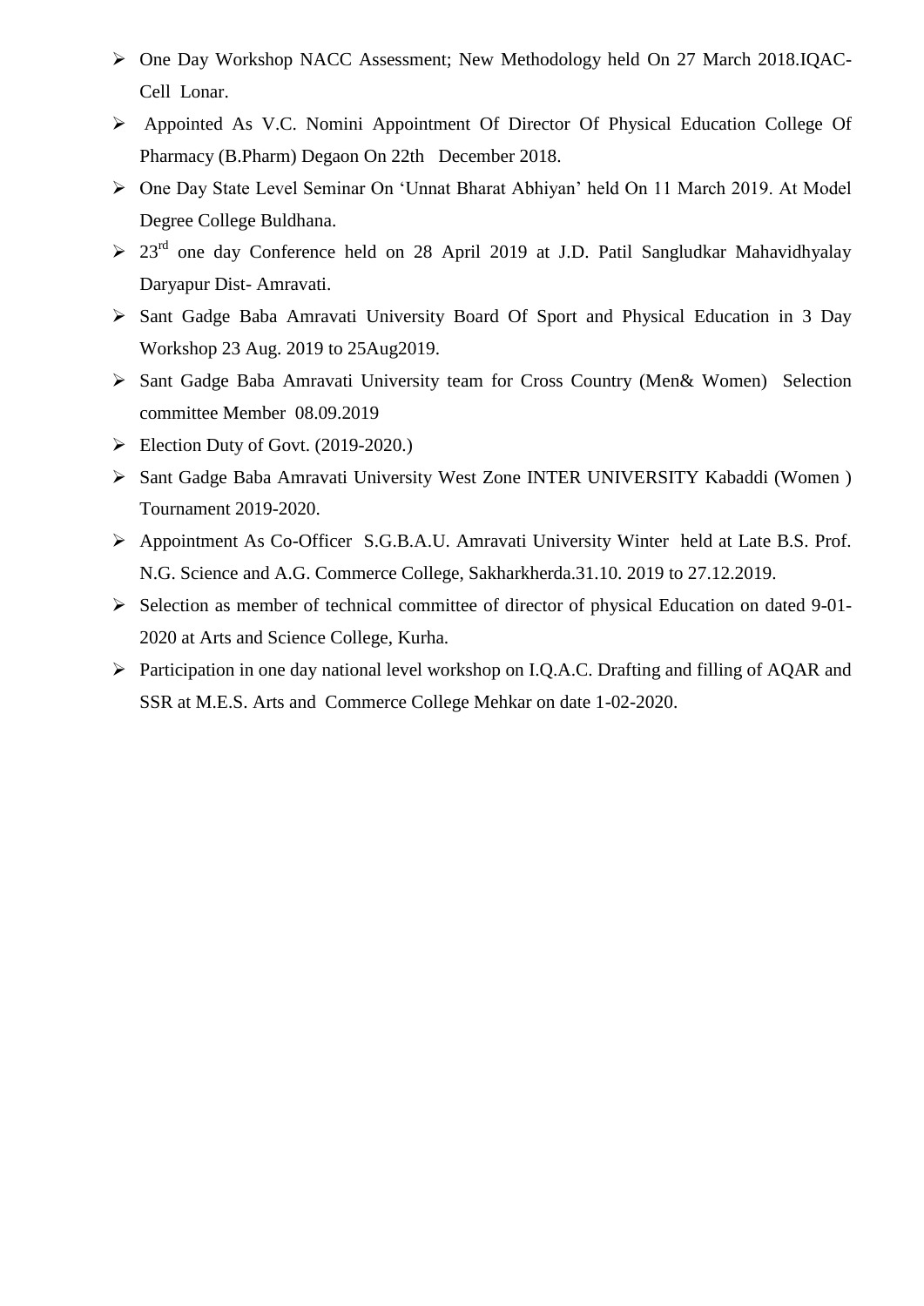- One Day Workshop NACC Assessment; New Methodology held On 27 March 2018.IQAC-Cell Lonar.
- Appointed As V.C. Nomini Appointment Of Director Of Physical Education College Of Pharmacy (B.Pharm) Degaon On 22th December 2018.
- One Day State Level Seminar On 'Unnat Bharat Abhiyan' held On 11 March 2019. At Model Degree College Buldhana.
- 23rd one day Conference held on 28 April 2019 at J.D. Patil Sangludkar Mahavidhyalay Daryapur Dist- Amravati.
- Sant Gadge Baba Amravati University Board Of Sport and Physical Education in 3 Day Workshop 23 Aug. 2019 to 25Aug2019.
- Sant Gadge Baba Amravati University team for Cross Country (Men& Women) Selection committee Member 08.09.2019
- Election Duty of Govt. (2019-2020.)
- Sant Gadge Baba Amravati University West Zone INTER UNIVERSITY Kabaddi (Women ) Tournament 2019-2020.
- Appointment As Co-Officer S.G.B.A.U. Amravati University Winter held at Late B.S. Prof. N.G. Science and A.G. Commerce College, Sakharkherda.31.10. 2019 to 27.12.2019.
- Selection as member of technical committee of director of physical Education on dated 9-01-2020 at Arts and Science College, Kurha.
- Participation in one day national level workshop on I.Q.A.C. Drafting and filling of AQAR and SSR at M.E.S. Arts and Commerce College Mehkar on date 1-02-2020.